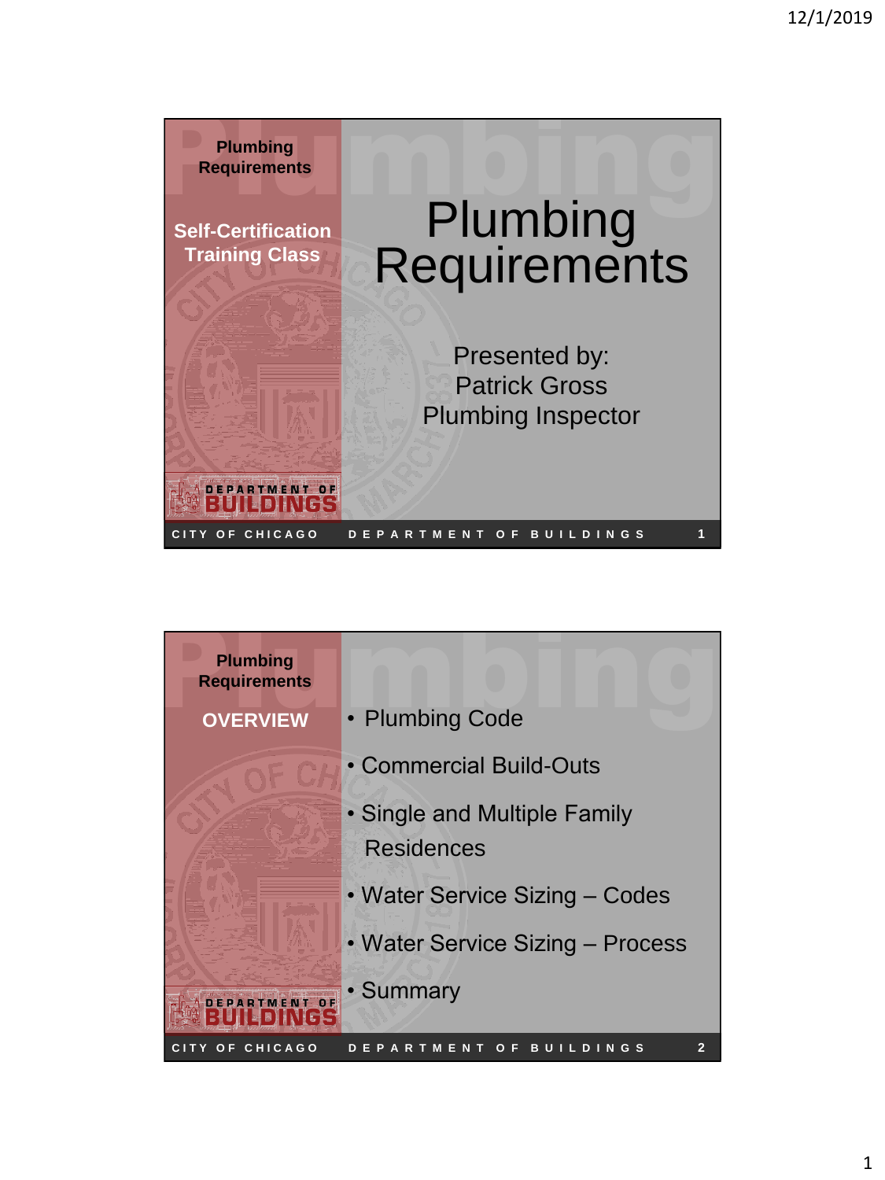## Slide 1

**Plumbing Requirements**

**Self-Certification Training Class**

# Plumbing Requirements

Presented by:
Patrick Gross
Plumbing Inspector

CITY OF CHICAGO DEPARTMENT OF BUILDINGS

## Slide 2

**Plumbing Requirements**

**OVERVIEW**

- Plumbing Code
- Commercial Build-Outs
- Single and Multiple Family Residences
- Water Service Sizing – Codes
- Water Service Sizing – Process
- Summary

CITY OF CHICAGO DEPARTMENT OF BUILDINGS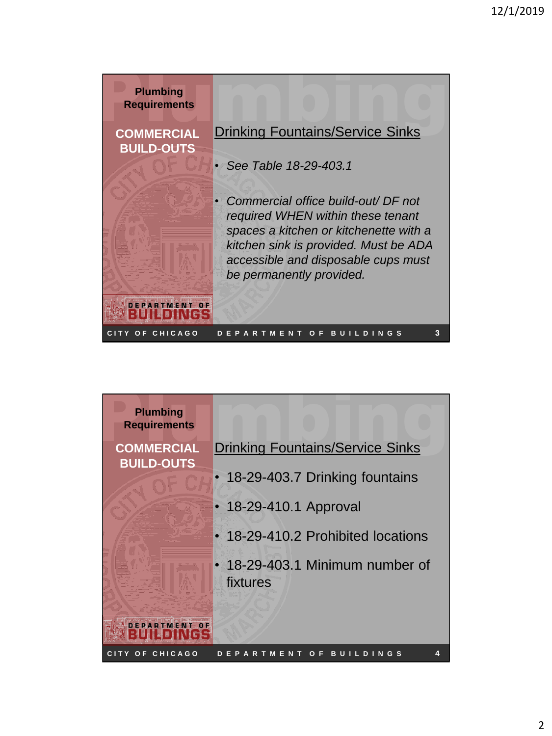Plumbing Requirements

**COMMERCIAL BUILD-OUTS**

## Drinking Fountains/Service Sinks

- *See Table 18-29-403.1*
- *Commercial office build-out/ DF not required WHEN within these tenant spaces a kitchen or kitchenette with a kitchen sink is provided. Must be ADA accessible and disposable cups must be permanently provided.*

CITY OF CHICAGO DEPARTMENT OF BUILDINGS

Plumbing Requirements

**COMMERCIAL BUILD-OUTS**

## Drinking Fountains/Service Sinks

- 18-29-403.7 Drinking fountains
- 18-29-410.1 Approval
- 18-29-410.2 Prohibited locations
- 18-29-403.1 Minimum number of fixtures

CITY OF CHICAGO DEPARTMENT OF BUILDINGS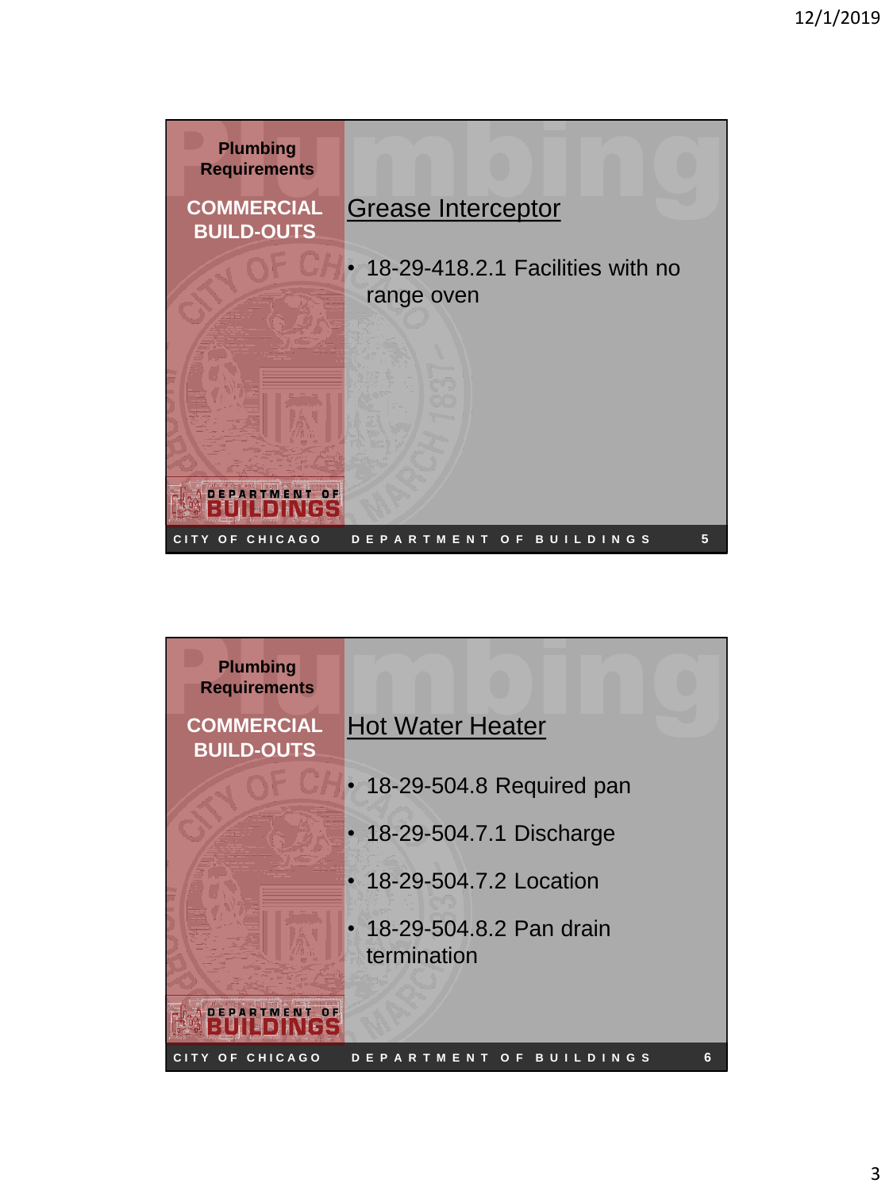Plumbing Requirements

COMMERCIAL BUILD-OUTS

## Grease Interceptor

- 18-29-418.2.1 Facilities with no range oven

CITY OF CHICAGO DEPARTMENT OF BUILDINGS

Plumbing Requirements

COMMERCIAL BUILD-OUTS

## Hot Water Heater

- 18-29-504.8 Required pan
- 18-29-504.7.1 Discharge
- 18-29-504.7.2 Location
- 18-29-504.8.2 Pan drain termination

CITY OF CHICAGO DEPARTMENT OF BUILDINGS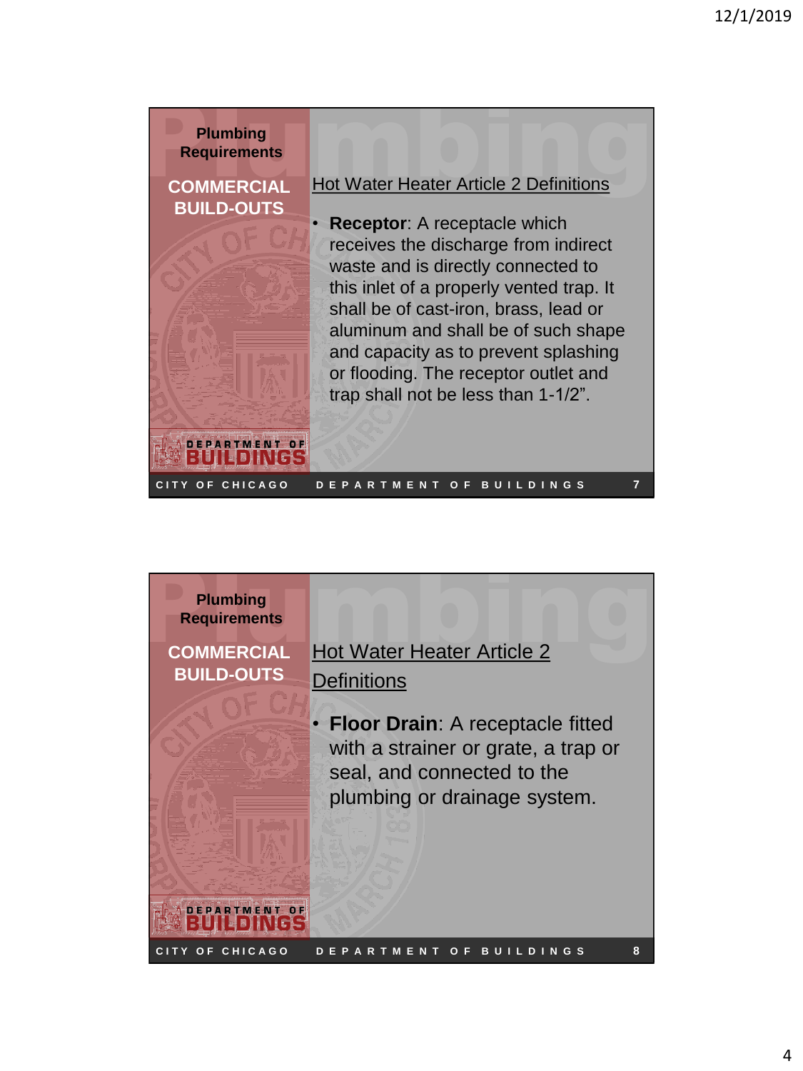Plumbing Requirements

COMMERCIAL BUILD-OUTS

## Hot Water Heater Article 2 Definitions

- **Receptor**: A receptacle which receives the discharge from indirect waste and is directly connected to this inlet of a properly vented trap. It shall be of cast-iron, brass, lead or aluminum and shall be of such shape and capacity as to prevent splashing or flooding. The receptor outlet and trap shall not be less than 1-1/2”.

DEPARTMENT OF BUILDINGS

CITY OF CHICAGO DEPARTMENT OF BUILDINGS

Plumbing Requirements

COMMERCIAL BUILD-OUTS

## Hot Water Heater Article 2 Definitions

- **Floor Drain**: A receptacle fitted with a strainer or grate, a trap or seal, and connected to the plumbing or drainage system.

DEPARTMENT OF BUILDINGS

CITY OF CHICAGO DEPARTMENT OF BUILDINGS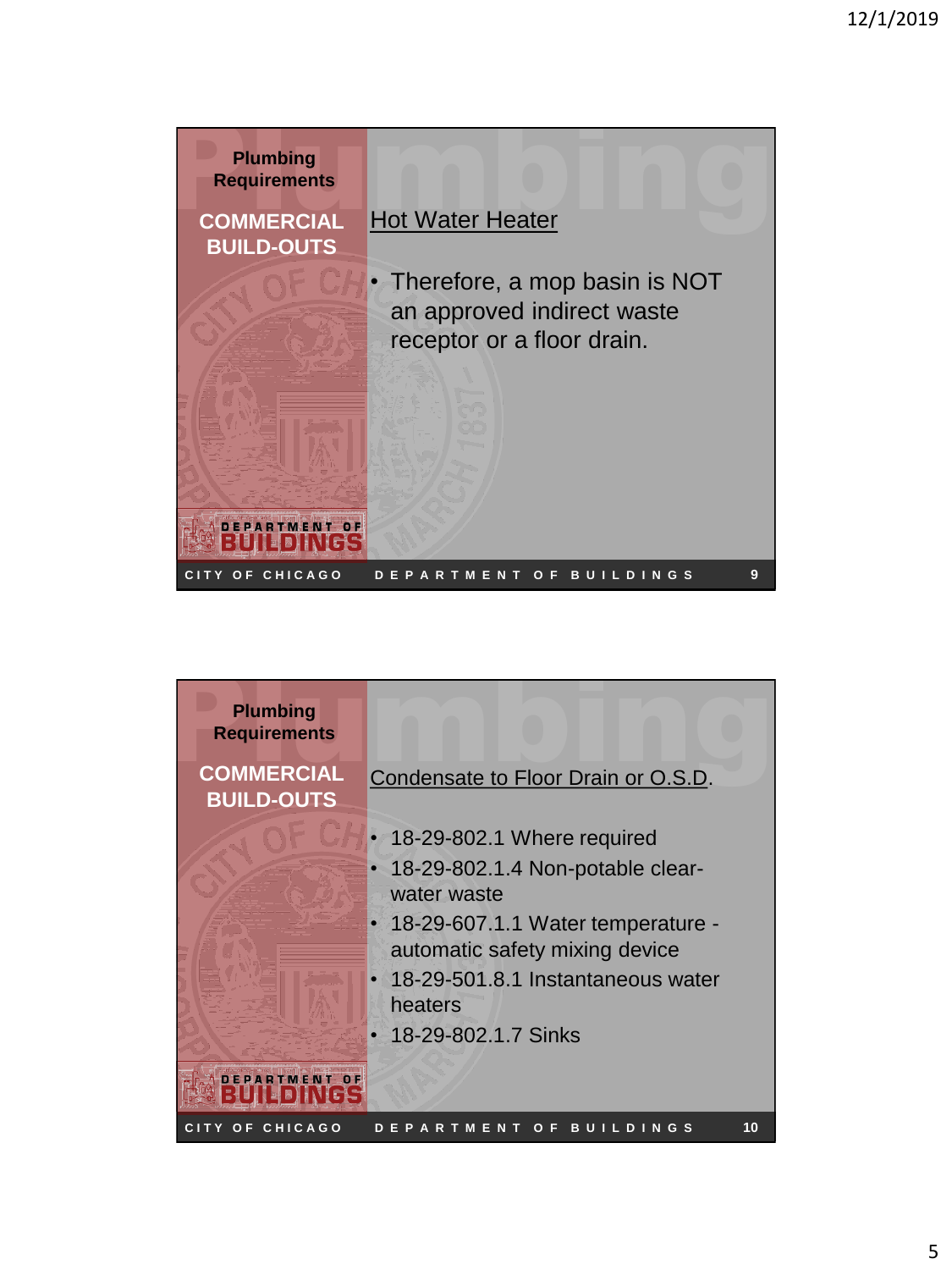## Plumbing Requirements

### COMMERCIAL BUILD-OUTS

Hot Water Heater

- Therefore, a mop basin is NOT an approved indirect waste receptor or a floor drain.

CITY OF CHICAGO DEPARTMENT OF BUILDINGS

## Plumbing Requirements

### COMMERCIAL BUILD-OUTS

Condensate to Floor Drain or O.S.D.

- 18-29-802.1 Where required
- 18-29-802.1.4 Non-potable clear-water waste
- 18-29-607.1.1 Water temperature - automatic safety mixing device
- 18-29-501.8.1 Instantaneous water heaters
- 18-29-802.1.7 Sinks

CITY OF CHICAGO DEPARTMENT OF BUILDINGS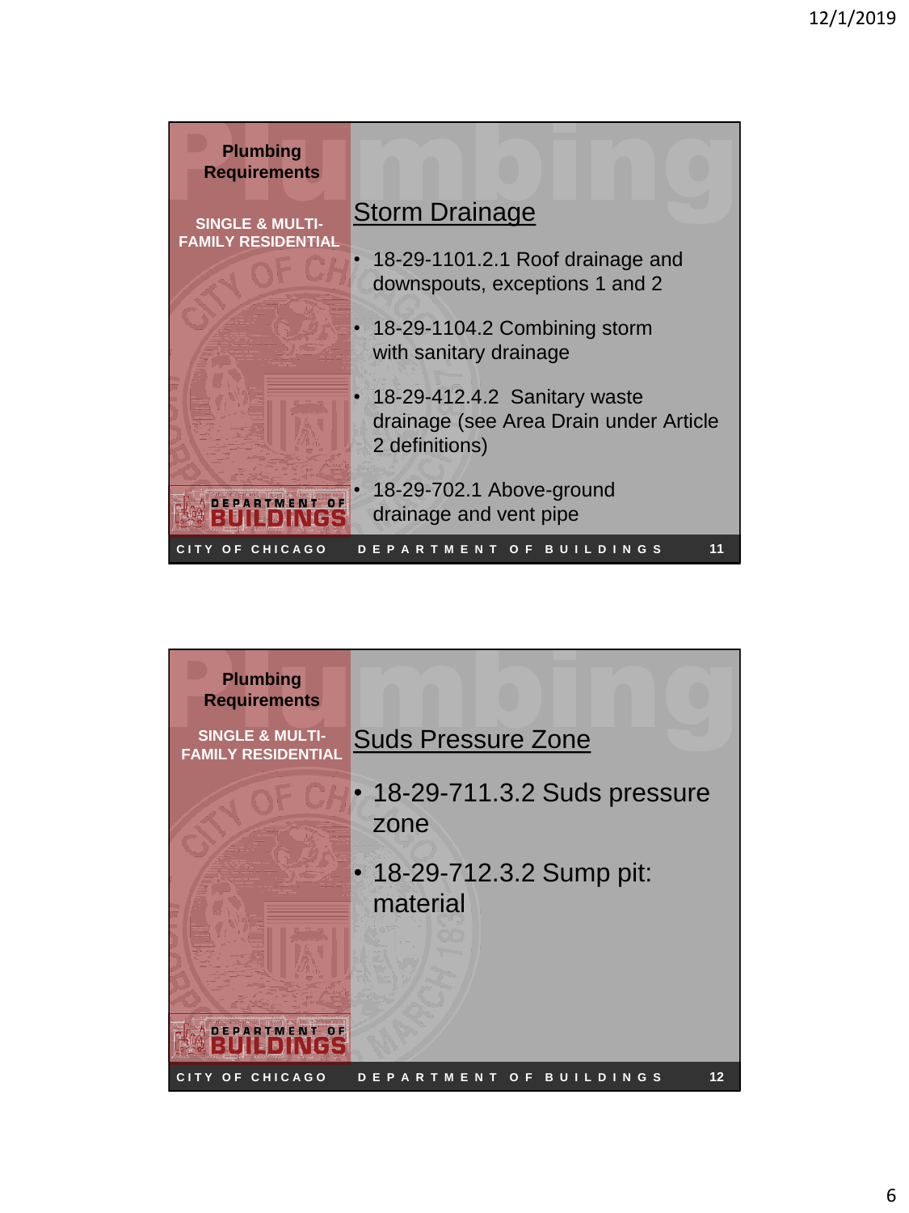## Plumbing Requirements

**SINGLE & MULTI-FAMILY RESIDENTIAL**

### Storm Drainage

- 18-29-1101.2.1 Roof drainage and downspouts, exceptions 1 and 2
- 18-29-1104.2 Combining storm with sanitary drainage
- 18-29-412.4.2 Sanitary waste drainage (see Area Drain under Article 2 definitions)
- 18-29-702.1 Above-ground drainage and vent pipe

CITY OF CHICAGO DEPARTMENT OF BUILDINGS

## Plumbing Requirements

**SINGLE & MULTI-FAMILY RESIDENTIAL**

### Suds Pressure Zone

- 18-29-711.3.2 Suds pressure zone
- 18-29-712.3.2 Sump pit: material

CITY OF CHICAGO DEPARTMENT OF BUILDINGS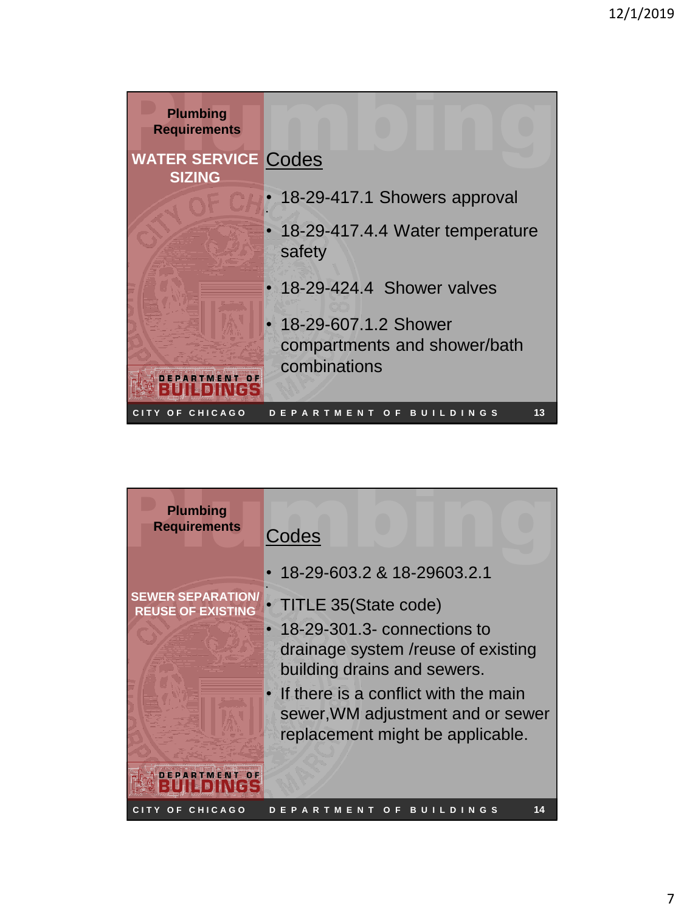## Plumbing Requirements

### WATER SERVICE SIZING

#### Codes

- 18-29-417.1 Showers approval
- 18-29-417.4.4 Water temperature safety
- 18-29-424.4 Shower valves
- 18-29-607.1.2 Shower compartments and shower/bath combinations

CITY OF CHICAGO DEPARTMENT OF BUILDINGS

## Plumbing Requirements

### SEWER SEPARATION/ REUSE OF EXISTING

#### Codes

- 18-29-603.2 & 18-29603.2.1
- TITLE 35(State code)
- 18-29-301.3- connections to drainage system /reuse of existing building drains and sewers.
- If there is a conflict with the main sewer,WM adjustment and or sewer replacement might be applicable.

CITY OF CHICAGO DEPARTMENT OF BUILDINGS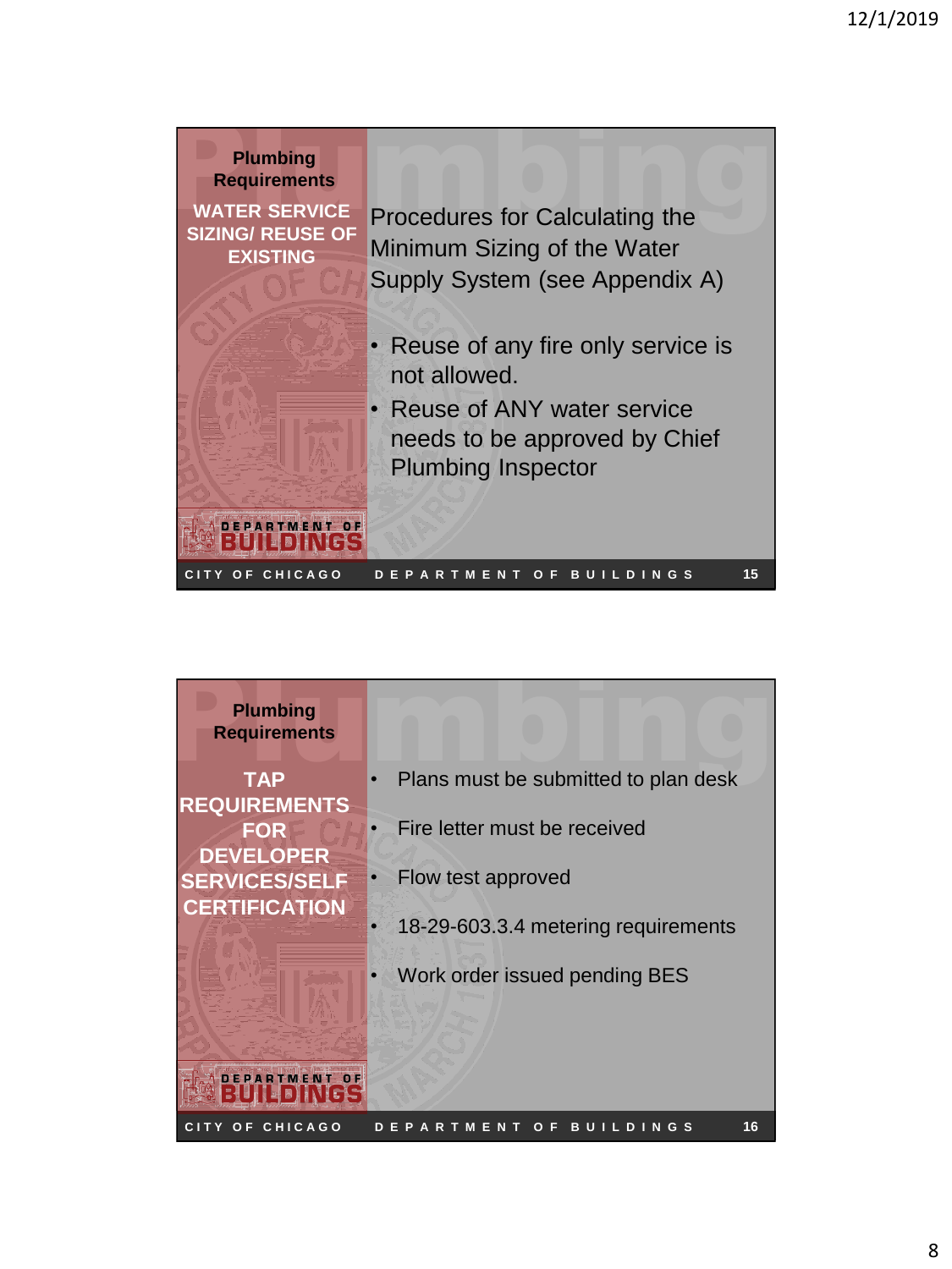## Plumbing Requirements

### WATER SERVICE SIZING/ REUSE OF EXISTING

Procedures for Calculating the Minimum Sizing of the Water Supply System (see Appendix A)

- Reuse of any fire only service is not allowed.
- Reuse of ANY water service needs to be approved by Chief Plumbing Inspector

## Plumbing Requirements

### TAP REQUIREMENTS FOR DEVELOPER SERVICES/SELF CERTIFICATION

- Plans must be submitted to plan desk
- Fire letter must be received
- Flow test approved
- 18-29-603.3.4 metering requirements
- Work order issued pending BES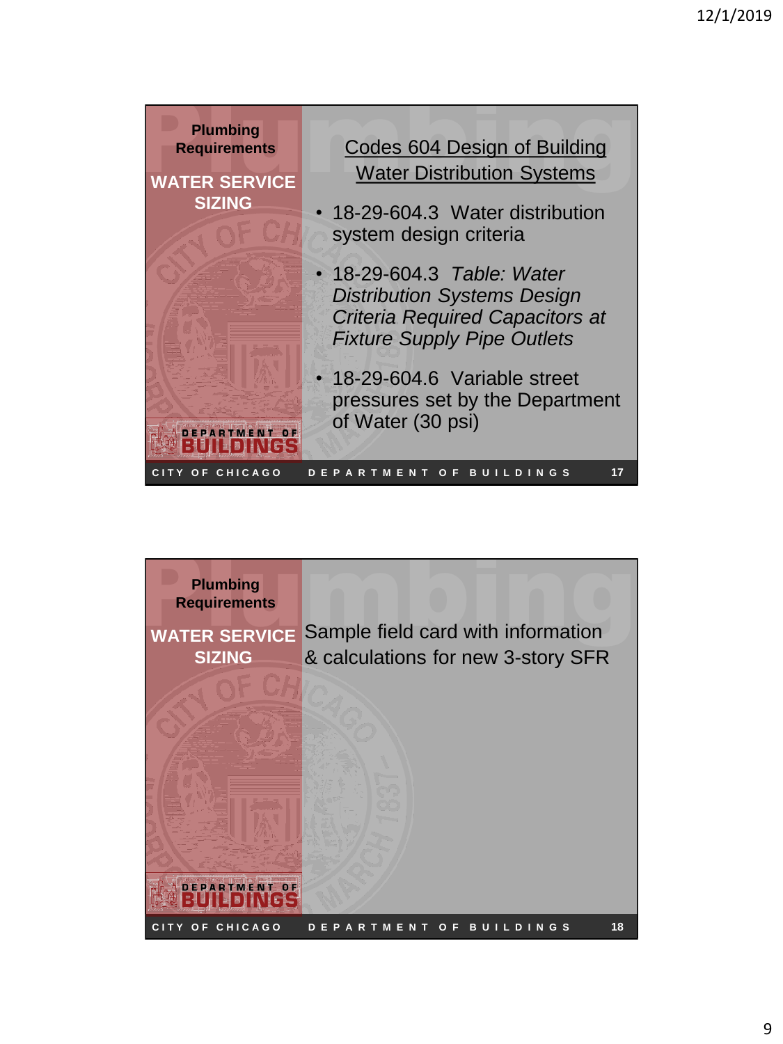**Plumbing Requirements**

**WATER SERVICE SIZING**

## Codes 604 Design of Building Water Distribution Systems

- 18-29-604.3 Water distribution system design criteria
- 18-29-604.3 *Table: Water Distribution Systems Design Criteria Required Capacitors at Fixture Supply Pipe Outlets*
- 18-29-604.6 Variable street pressures set by the Department of Water (30 psi)

---

**Plumbing Requirements**

**WATER SERVICE SIZING**

Sample field card with information & calculations for new 3-story SFR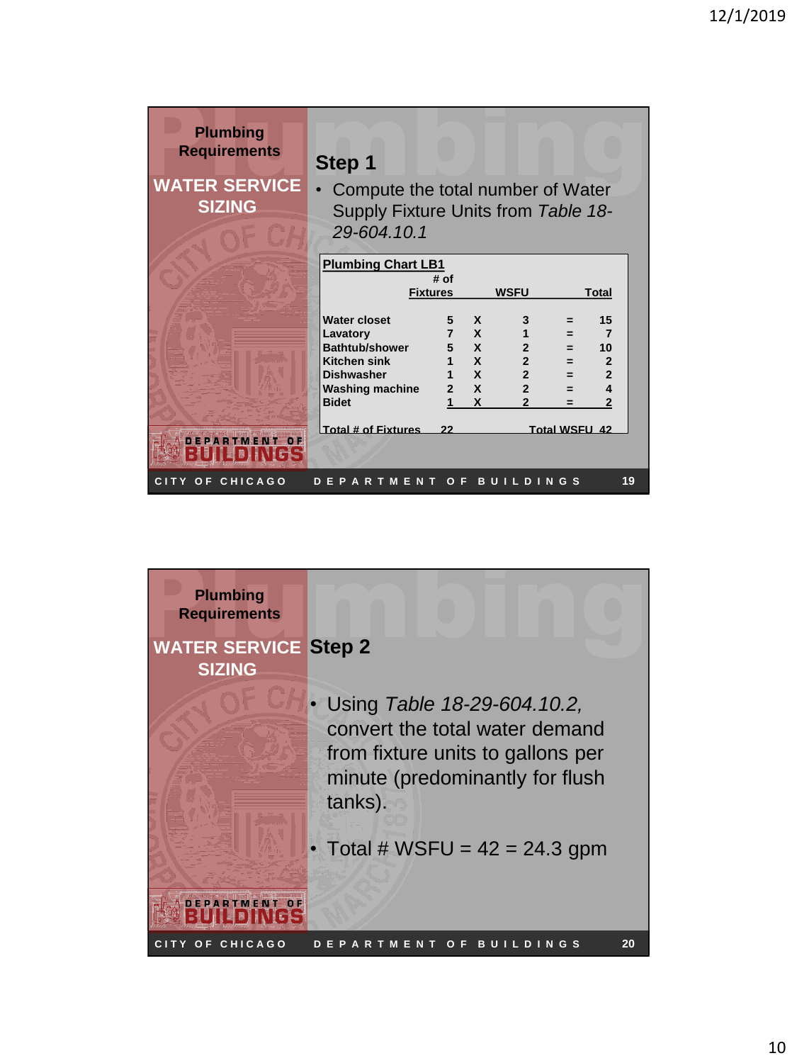## Plumbing Requirements

### WATER SERVICE SIZING

### Step 1

- Compute the total number of Water Supply Fixture Units from *Table 18-29-604.10.1*

**Plumbing Chart LB1**

| | # of Fixtures | | WSFU | | Total |
|---|---|---|---|---|---|
| Water closet | 5 | X | 3 | = | 15 |
| Lavatory | 7 | X | 1 | = | 7 |
| Bathtub/shower | 5 | X | 2 | = | 10 |
| Kitchen sink | 1 | X | 2 | = | 2 |
| Dishwasher | 1 | X | 2 | = | 2 |
| Washing machine | 2 | X | 2 | = | 4 |
| Bidet | 1 | X | 2 | = | 2 |
| Total # of Fixtures | 22 | | Total WSFU | | 42 |

CITY OF CHICAGO — DEPARTMENT OF BUILDINGS

## Plumbing Requirements

### WATER SERVICE SIZING

### Step 2

- Using *Table 18-29-604.10.2,* convert the total water demand from fixture units to gallons per minute (predominantly for flush tanks).
- Total # WSFU = 42 = 24.3 gpm

CITY OF CHICAGO — DEPARTMENT OF BUILDINGS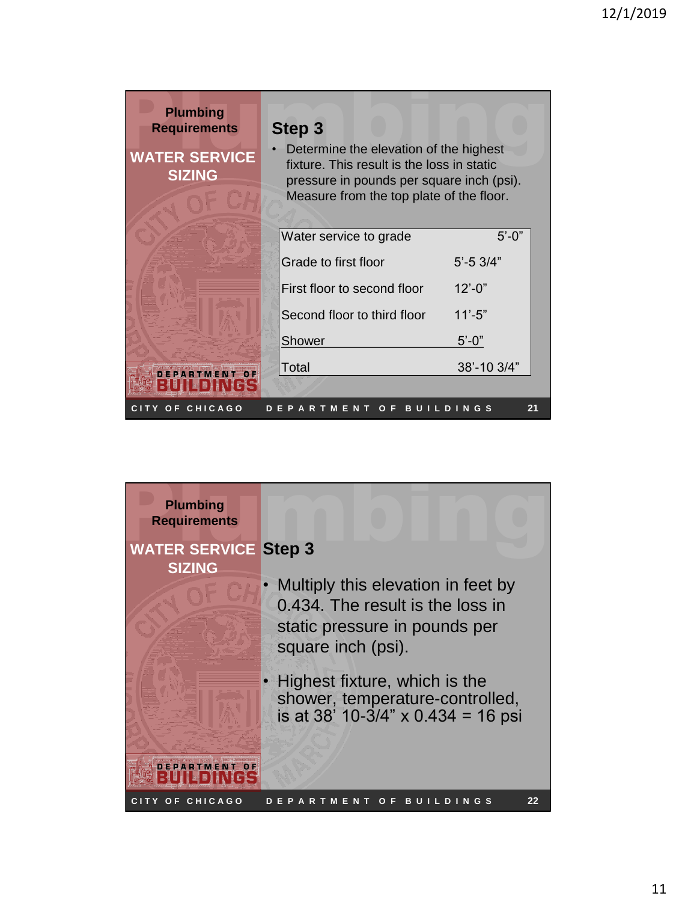## Plumbing Requirements

### WATER SERVICE SIZING

### Step 3

- Determine the elevation of the highest fixture. This result is the loss in static pressure in pounds per square inch (psi). Measure from the top plate of the floor.

| | |
|---|---|
| Water service to grade | 5'-0" |
| Grade to first floor | 5'-5 3/4" |
| First floor to second floor | 12'-0" |
| Second floor to third floor | 11'-5" |
| Shower | 5'-0" |
| Total | 38'-10 3/4" |

## Plumbing Requirements

### WATER SERVICE SIZING

### Step 3

- Multiply this elevation in feet by 0.434. The result is the loss in static pressure in pounds per square inch (psi).
- Highest fixture, which is the shower, temperature-controlled, is at 38' 10-3/4" x 0.434 = 16 psi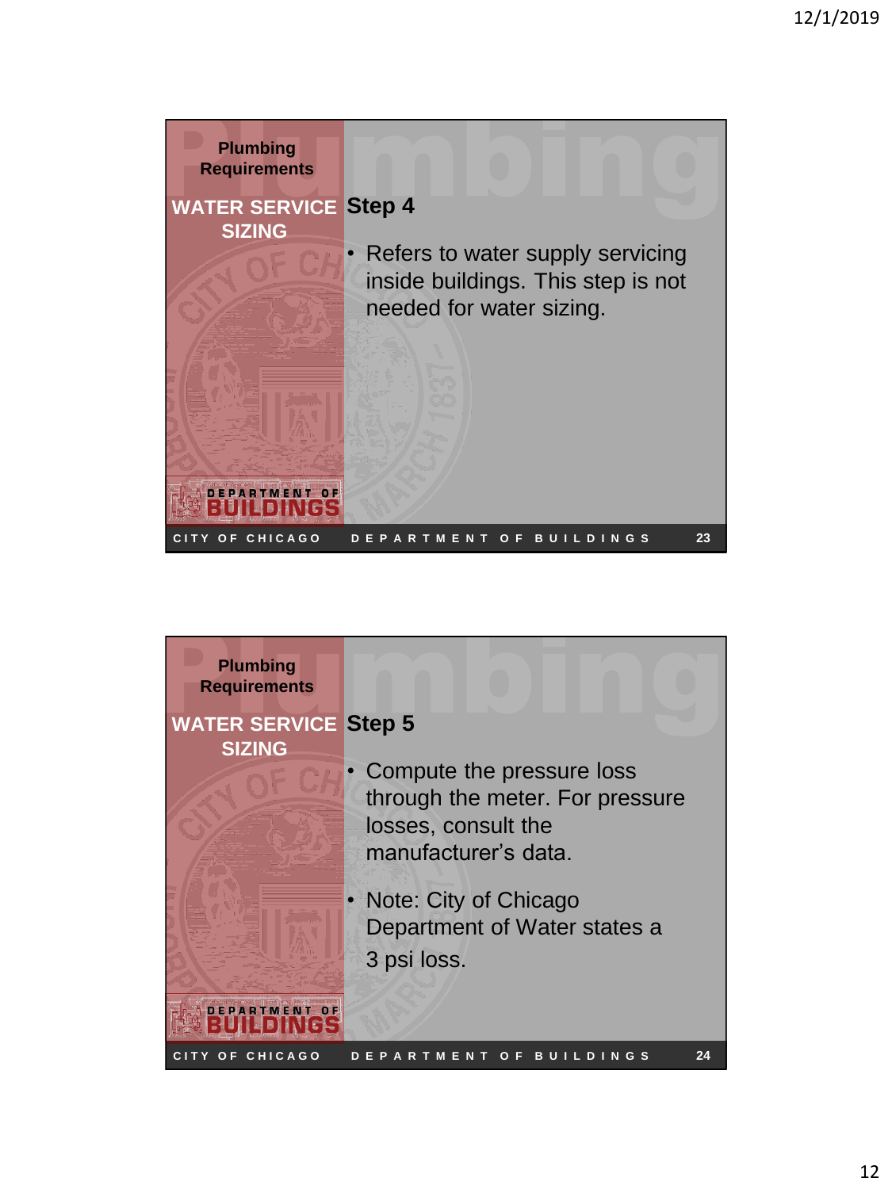## Plumbing Requirements

### WATER SERVICE SIZING

**Step 4**

- Refers to water supply servicing inside buildings. This step is not needed for water sizing.

---

## Plumbing Requirements

### WATER SERVICE SIZING

**Step 5**

- Compute the pressure loss through the meter. For pressure losses, consult the manufacturer's data.
- Note: City of Chicago Department of Water states a 3 psi loss.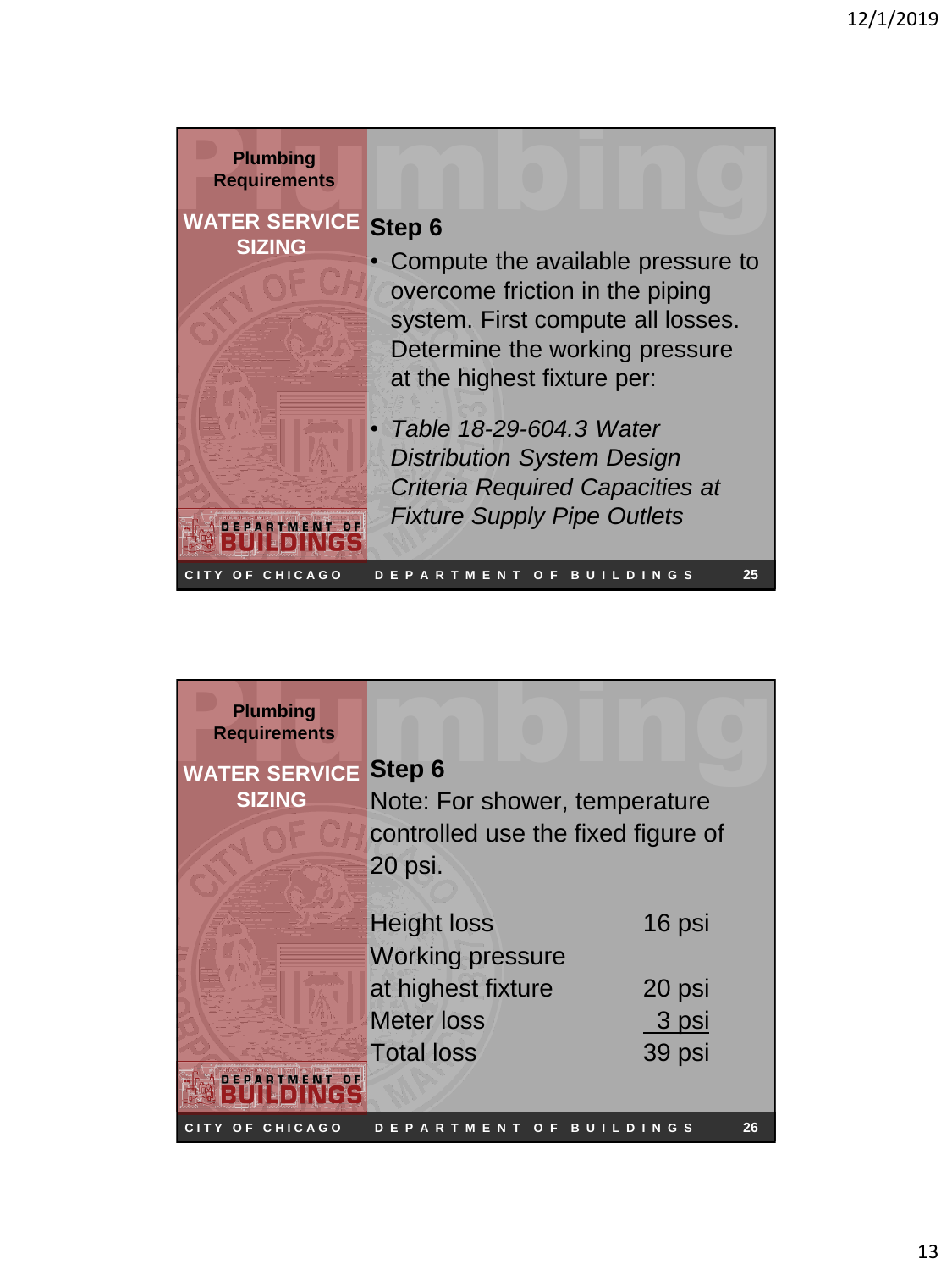**Plumbing Requirements**

**WATER SERVICE SIZING**

## Step 6

- Compute the available pressure to overcome friction in the piping system. First compute all losses. Determine the working pressure at the highest fixture per:
- *Table 18-29-604.3 Water Distribution System Design Criteria Required Capacities at Fixture Supply Pipe Outlets*

CITY OF CHICAGO DEPARTMENT OF BUILDINGS

---

**Plumbing Requirements**

**WATER SERVICE SIZING**

## Step 6

Note: For shower, temperature controlled use the fixed figure of 20 psi.

| | |
|---|---|
| Height loss | 16 psi |
| Working pressure at highest fixture | 20 psi |
| Meter loss | 3 psi |
| Total loss | 39 psi |

CITY OF CHICAGO DEPARTMENT OF BUILDINGS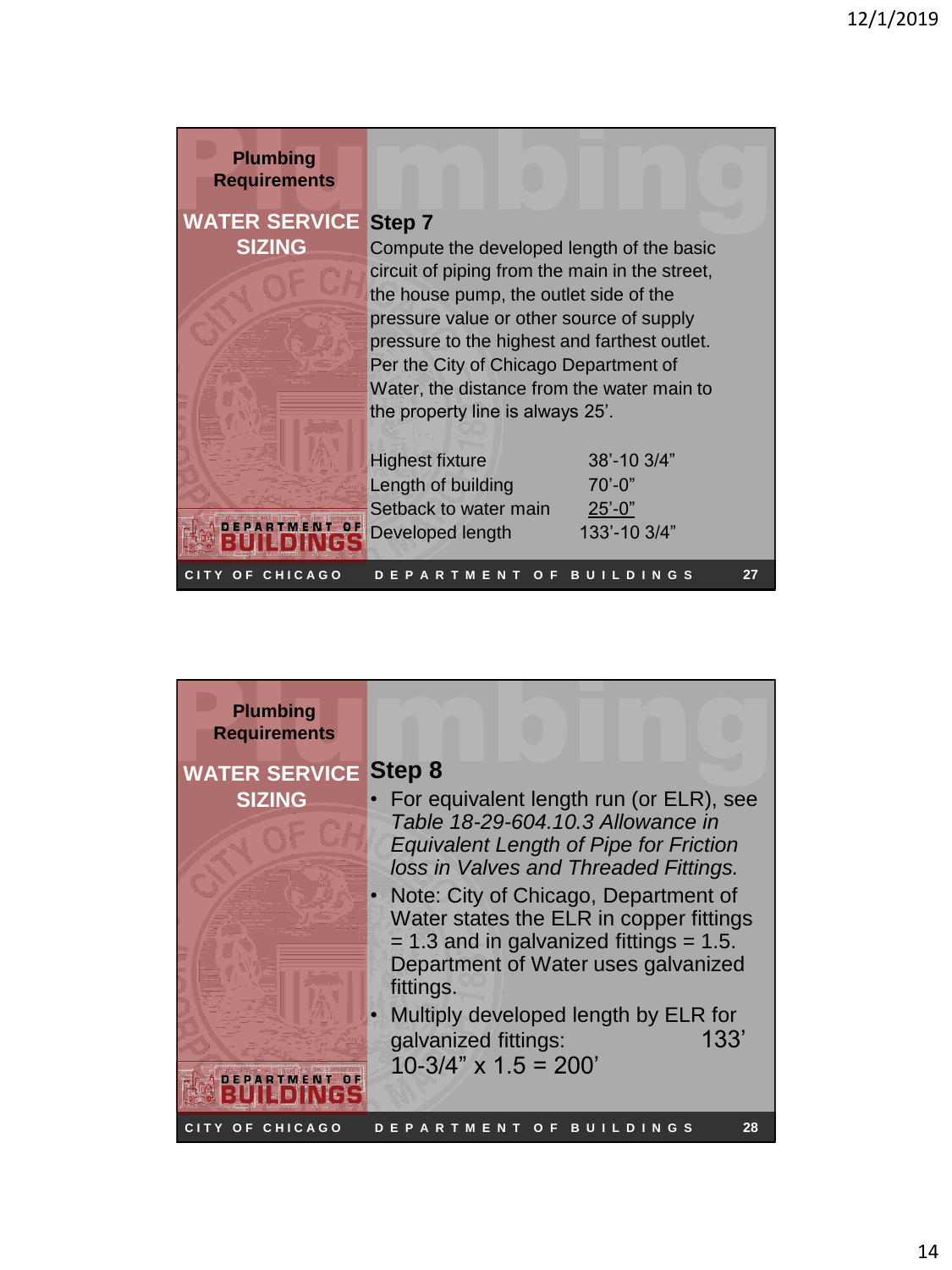## Plumbing Requirements

### WATER SERVICE SIZING

**Step 7**

Compute the developed length of the basic circuit of piping from the main in the street, the house pump, the outlet side of the pressure value or other source of supply pressure to the highest and farthest outlet. Per the City of Chicago Department of Water, the distance from the water main to the property line is always 25'.

| | |
|---|---|
| Highest fixture | 38'-10 3/4" |
| Length of building | 70'-0" |
| Setback to water main | 25'-0" |
| Developed length | 133'-10 3/4" |

---

## Plumbing Requirements

### WATER SERVICE SIZING

**Step 8**

- For equivalent length run (or ELR), see *Table 18-29-604.10.3 Allowance in Equivalent Length of Pipe for Friction loss in Valves and Threaded Fittings.*
- Note: City of Chicago, Department of Water states the ELR in copper fittings = 1.3 and in galvanized fittings = 1.5. Department of Water uses galvanized fittings.
- Multiply developed length by ELR for galvanized fittings: 133' 10-3/4" x 1.5 = 200'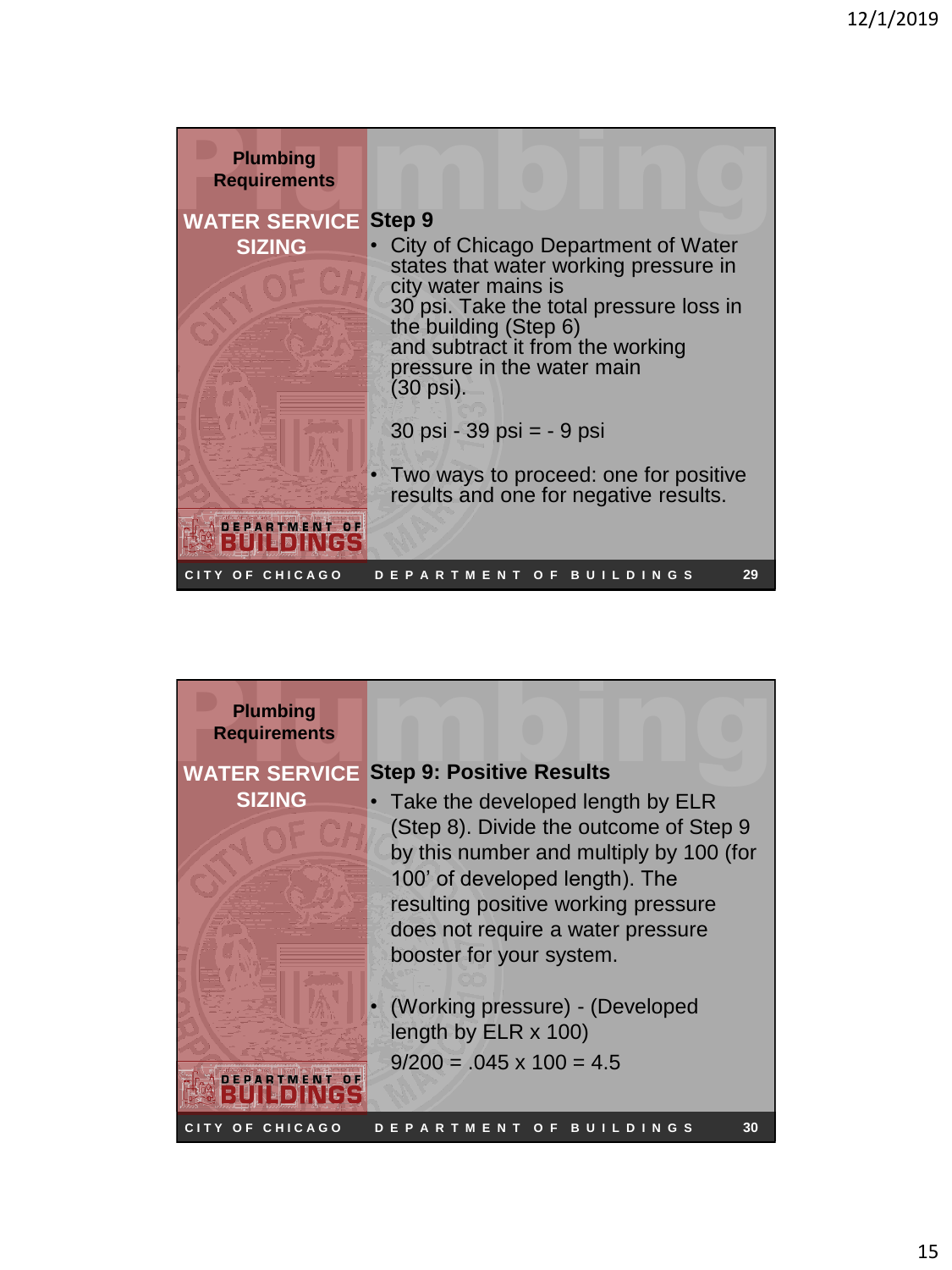## Plumbing Requirements

### WATER SERVICE SIZING

**Step 9**

- City of Chicago Department of Water states that water working pressure in city water mains is 30 psi. Take the total pressure loss in the building (Step 6) and subtract it from the working pressure in the water main (30 psi).

  30 psi - 39 psi = - 9 psi

- Two ways to proceed: one for positive results and one for negative results.

## Plumbing Requirements

### WATER SERVICE SIZING

**Step 9: Positive Results**

- Take the developed length by ELR (Step 8). Divide the outcome of Step 9 by this number and multiply by 100 (for 100' of developed length). The resulting positive working pressure does not require a water pressure booster for your system.

- (Working pressure) - (Developed length by ELR x 100)

  9/200 = .045 x 100 = 4.5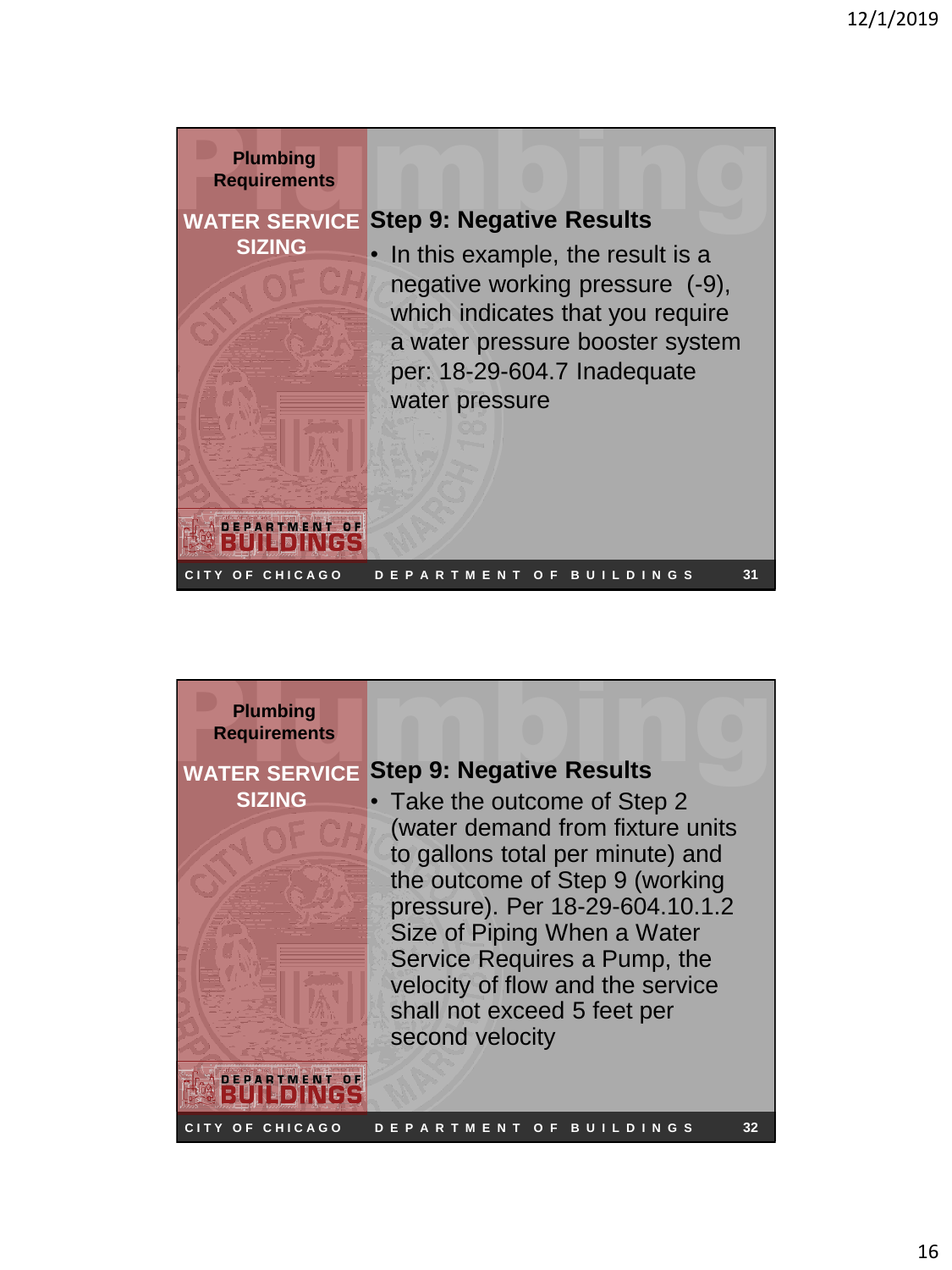Plumbing Requirements

**WATER SERVICE SIZING**

## Step 9: Negative Results

- In this example, the result is a negative working pressure (-9), which indicates that you require a water pressure booster system per: 18-29-604.7 Inadequate water pressure

Plumbing Requirements

**WATER SERVICE SIZING**

## Step 9: Negative Results

- Take the outcome of Step 2 (water demand from fixture units to gallons total per minute) and the outcome of Step 9 (working pressure). Per 18-29-604.10.1.2 Size of Piping When a Water Service Requires a Pump, the velocity of flow and the service shall not exceed 5 feet per second velocity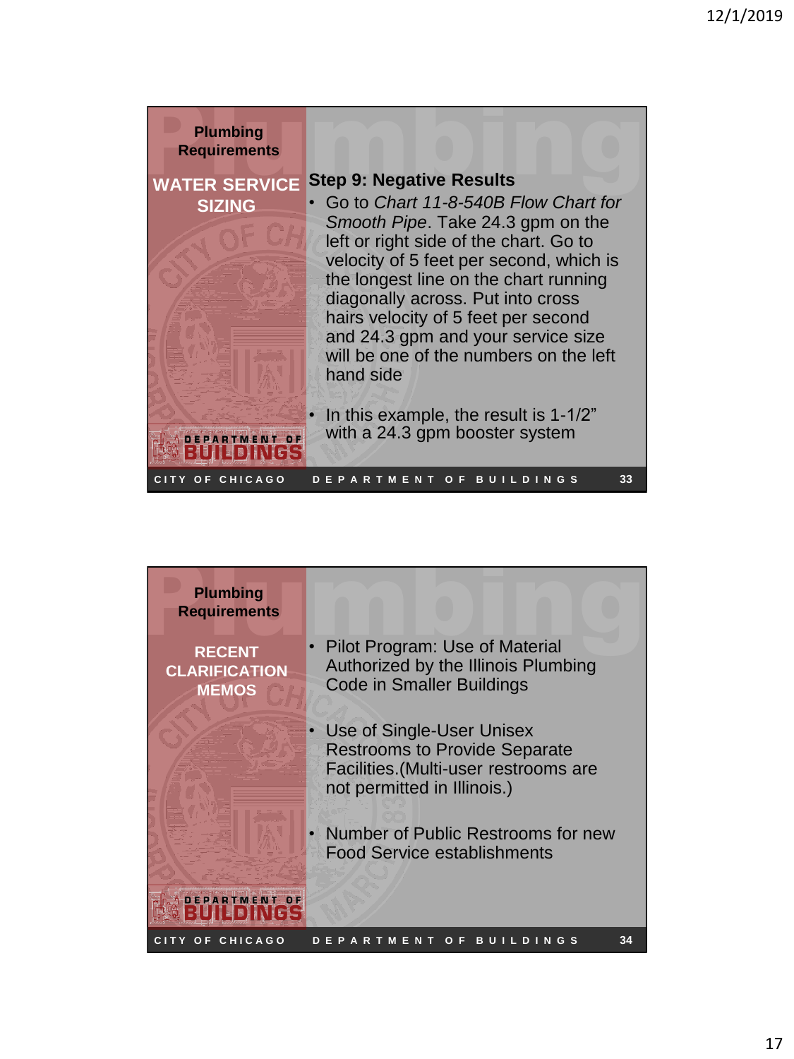## Plumbing Requirements

### WATER SERVICE SIZING

**Step 9: Negative Results**

- Go to *Chart 11-8-540B Flow Chart for Smooth Pipe*. Take 24.3 gpm on the left or right side of the chart. Go to velocity of 5 feet per second, which is the longest line on the chart running diagonally across. Put into cross hairs velocity of 5 feet per second and 24.3 gpm and your service size will be one of the numbers on the left hand side
- In this example, the result is 1-1/2" with a 24.3 gpm booster system

## Plumbing Requirements

### RECENT CLARIFICATION MEMOS

- Pilot Program: Use of Material Authorized by the Illinois Plumbing Code in Smaller Buildings
- Use of Single-User Unisex Restrooms to Provide Separate Facilities.(Multi-user restrooms are not permitted in Illinois.)
- Number of Public Restrooms for new Food Service establishments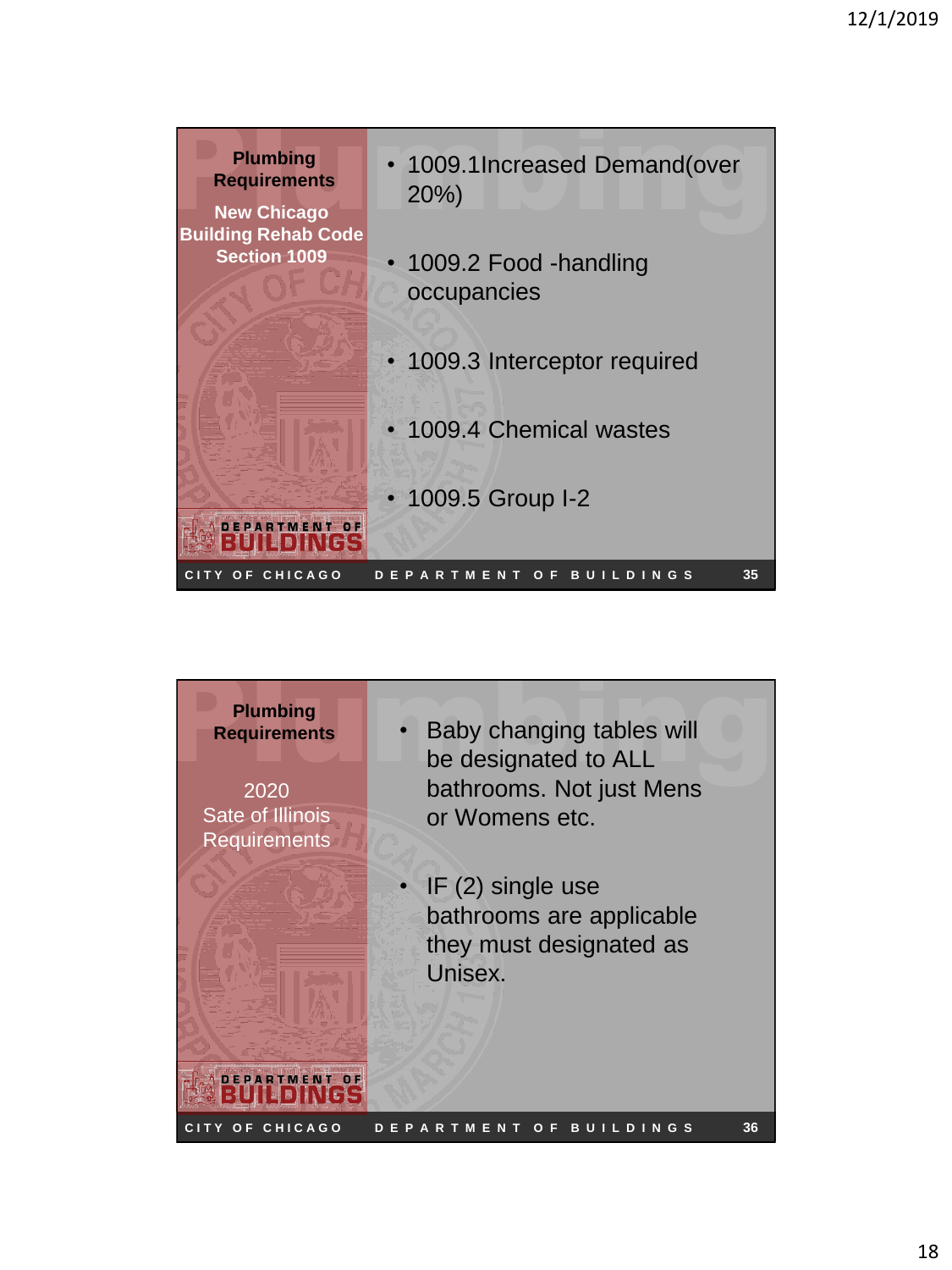## Plumbing Requirements

**New Chicago Building Rehab Code Section 1009**

- 1009.1Increased Demand(over 20%)
- 1009.2 Food -handling occupancies
- 1009.3 Interceptor required
- 1009.4 Chemical wastes
- 1009.5 Group I-2

CITY OF CHICAGO DEPARTMENT OF BUILDINGS 35

## Plumbing Requirements

2020 Sate of Illinois Requirements

- Baby changing tables will be designated to ALL bathrooms. Not just Mens or Womens etc.
- IF (2) single use bathrooms are applicable they must designated as Unisex.

CITY OF CHICAGO DEPARTMENT OF BUILDINGS 36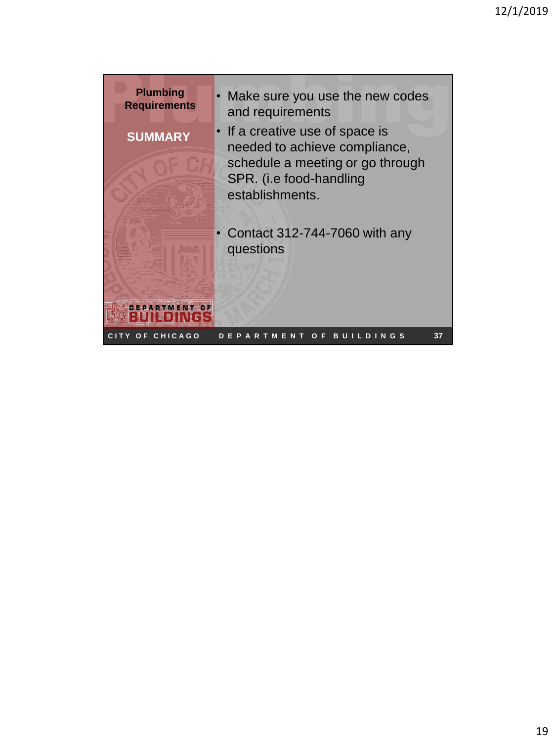## Plumbing Requirements

### SUMMARY

- Make sure you use the new codes and requirements
- If a creative use of space is needed to achieve compliance, schedule a meeting or go through SPR. (i.e food-handling establishments.
- Contact 312-744-7060 with any questions

CITY OF CHICAGO DEPARTMENT OF BUILDINGS 37